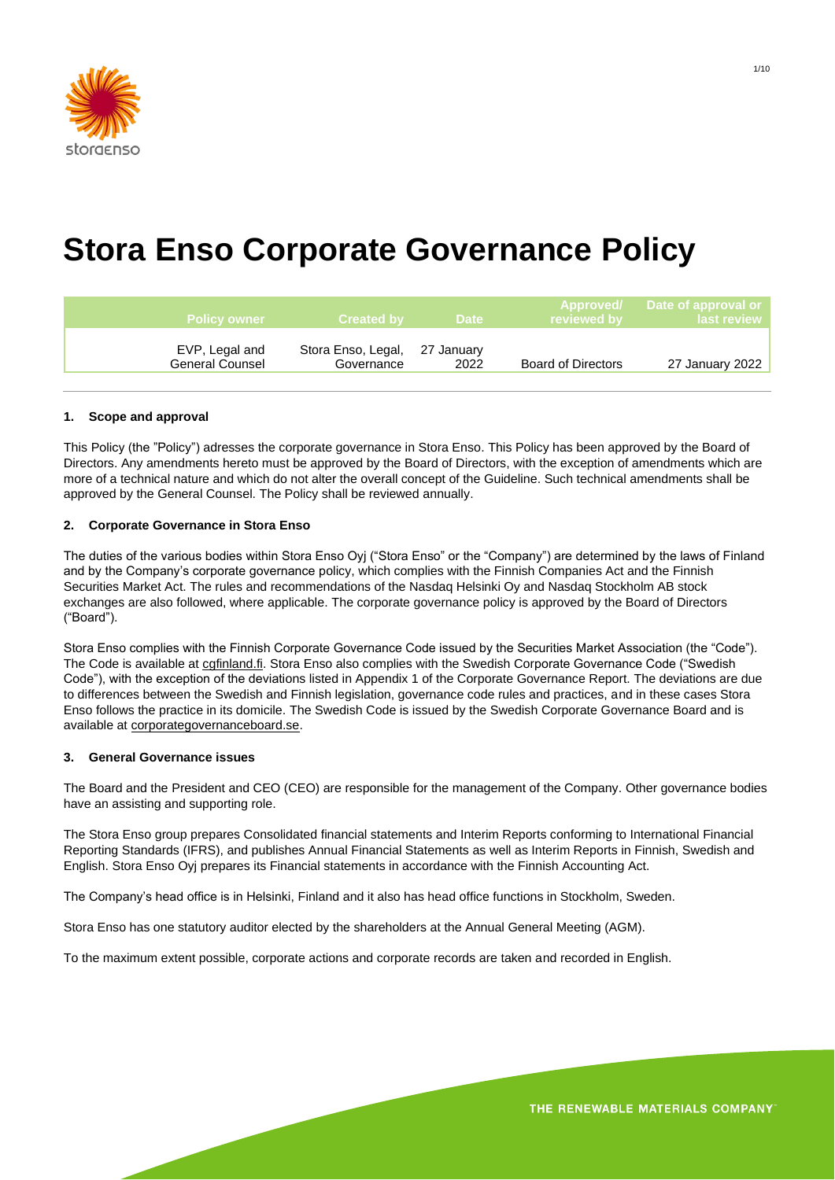# Stora Enso Corporate Governance Policy

| Policy owner | Created by | Date | Approved/ reviewed by | Date of approval or last review |
|---|---|---|---|---|
| EVP, Legal and General Counsel | Stora Enso, Legal, Governance | 27 January 2022 | Board of Directors | 27 January 2022 |

## 1. Scope and approval

This Policy (the "Policy") adresses the corporate governance in Stora Enso. This Policy has been approved by the Board of Directors. Any amendments hereto must be approved by the Board of Directors, with the exception of amendments which are more of a technical nature and which do not alter the overall concept of the Guideline. Such technical amendments shall be approved by the General Counsel. The Policy shall be reviewed annually.

## 2. Corporate Governance in Stora Enso

The duties of the various bodies within Stora Enso Oyj ("Stora Enso" or the "Company") are determined by the laws of Finland and by the Company's corporate governance policy, which complies with the Finnish Companies Act and the Finnish Securities Market Act. The rules and recommendations of the Nasdaq Helsinki Oy and Nasdaq Stockholm AB stock exchanges are also followed, where applicable. The corporate governance policy is approved by the Board of Directors ("Board").

Stora Enso complies with the Finnish Corporate Governance Code issued by the Securities Market Association (the "Code"). The Code is available at cgfinland.fi. Stora Enso also complies with the Swedish Corporate Governance Code ("Swedish Code"), with the exception of the deviations listed in Appendix 1 of the Corporate Governance Report. The deviations are due to differences between the Swedish and Finnish legislation, governance code rules and practices, and in these cases Stora Enso follows the practice in its domicile. The Swedish Code is issued by the Swedish Corporate Governance Board and is available at corporategovernanceboard.se.

## 3. General Governance issues

The Board and the President and CEO (CEO) are responsible for the management of the Company. Other governance bodies have an assisting and supporting role.

The Stora Enso group prepares Consolidated financial statements and Interim Reports conforming to International Financial Reporting Standards (IFRS), and publishes Annual Financial Statements as well as Interim Reports in Finnish, Swedish and English. Stora Enso Oyj prepares its Financial statements in accordance with the Finnish Accounting Act.

The Company's head office is in Helsinki, Finland and it also has head office functions in Stockholm, Sweden.

Stora Enso has one statutory auditor elected by the shareholders at the Annual General Meeting (AGM).

To the maximum extent possible, corporate actions and corporate records are taken and recorded in English.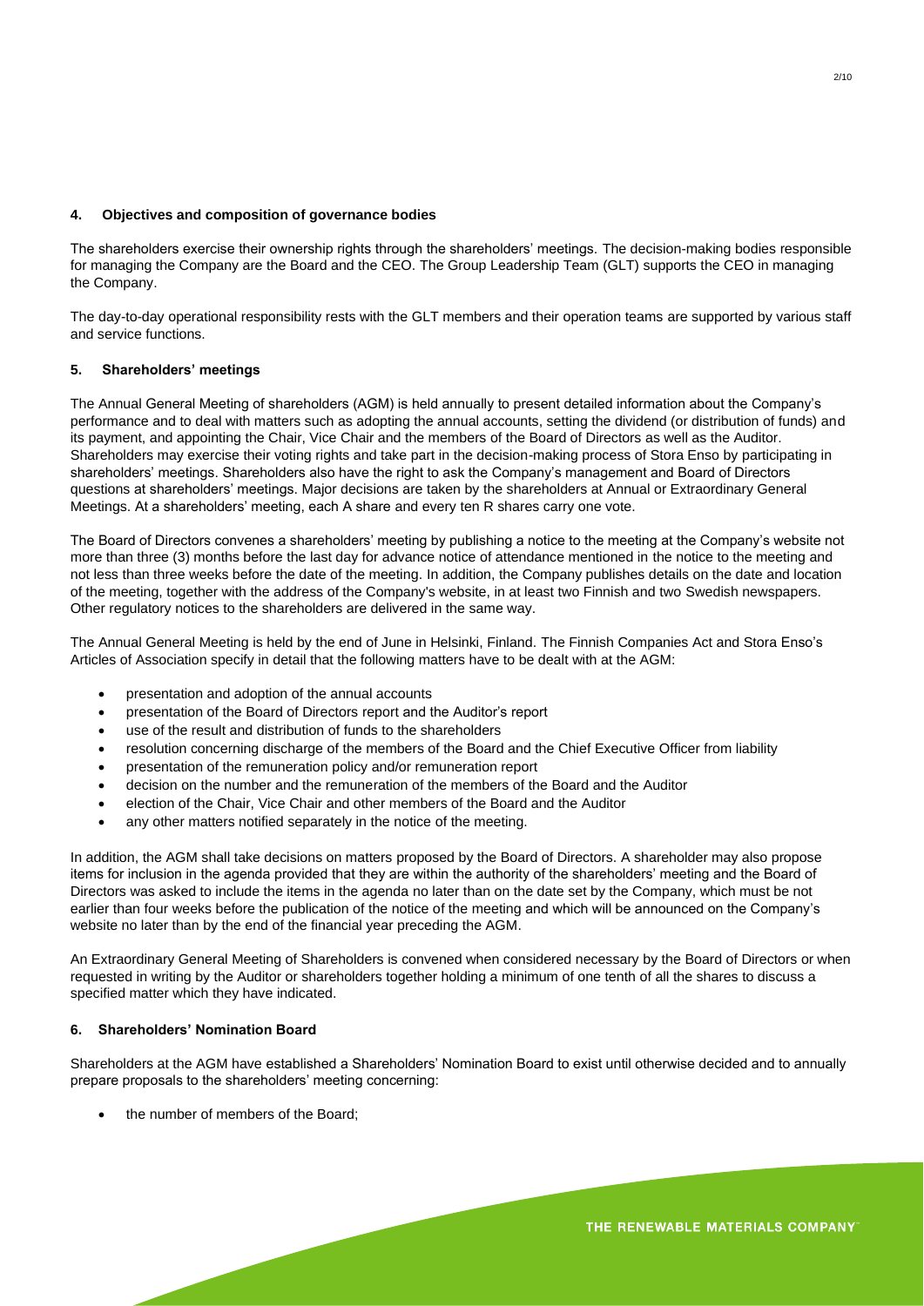## 4. Objectives and composition of governance bodies

The shareholders exercise their ownership rights through the shareholders' meetings. The decision-making bodies responsible for managing the Company are the Board and the CEO. The Group Leadership Team (GLT) supports the CEO in managing the Company.

The day-to-day operational responsibility rests with the GLT members and their operation teams are supported by various staff and service functions.

## 5. Shareholders' meetings

The Annual General Meeting of shareholders (AGM) is held annually to present detailed information about the Company's performance and to deal with matters such as adopting the annual accounts, setting the dividend (or distribution of funds) and its payment, and appointing the Chair, Vice Chair and the members of the Board of Directors as well as the Auditor. Shareholders may exercise their voting rights and take part in the decision-making process of Stora Enso by participating in shareholders' meetings. Shareholders also have the right to ask the Company's management and Board of Directors questions at shareholders' meetings. Major decisions are taken by the shareholders at Annual or Extraordinary General Meetings. At a shareholders' meeting, each A share and every ten R shares carry one vote.

The Board of Directors convenes a shareholders' meeting by publishing a notice to the meeting at the Company's website not more than three (3) months before the last day for advance notice of attendance mentioned in the notice to the meeting and not less than three weeks before the date of the meeting. In addition, the Company publishes details on the date and location of the meeting, together with the address of the Company's website, in at least two Finnish and two Swedish newspapers. Other regulatory notices to the shareholders are delivered in the same way.

The Annual General Meeting is held by the end of June in Helsinki, Finland. The Finnish Companies Act and Stora Enso's Articles of Association specify in detail that the following matters have to be dealt with at the AGM:

- presentation and adoption of the annual accounts
- presentation of the Board of Directors report and the Auditor's report
- use of the result and distribution of funds to the shareholders
- resolution concerning discharge of the members of the Board and the Chief Executive Officer from liability
- presentation of the remuneration policy and/or remuneration report
- decision on the number and the remuneration of the members of the Board and the Auditor
- election of the Chair, Vice Chair and other members of the Board and the Auditor
- any other matters notified separately in the notice of the meeting.

In addition, the AGM shall take decisions on matters proposed by the Board of Directors. A shareholder may also propose items for inclusion in the agenda provided that they are within the authority of the shareholders' meeting and the Board of Directors was asked to include the items in the agenda no later than on the date set by the Company, which must be not earlier than four weeks before the publication of the notice of the meeting and which will be announced on the Company's website no later than by the end of the financial year preceding the AGM.

An Extraordinary General Meeting of Shareholders is convened when considered necessary by the Board of Directors or when requested in writing by the Auditor or shareholders together holding a minimum of one tenth of all the shares to discuss a specified matter which they have indicated.

## 6. Shareholders' Nomination Board

Shareholders at the AGM have established a Shareholders' Nomination Board to exist until otherwise decided and to annually prepare proposals to the shareholders' meeting concerning:

- the number of members of the Board;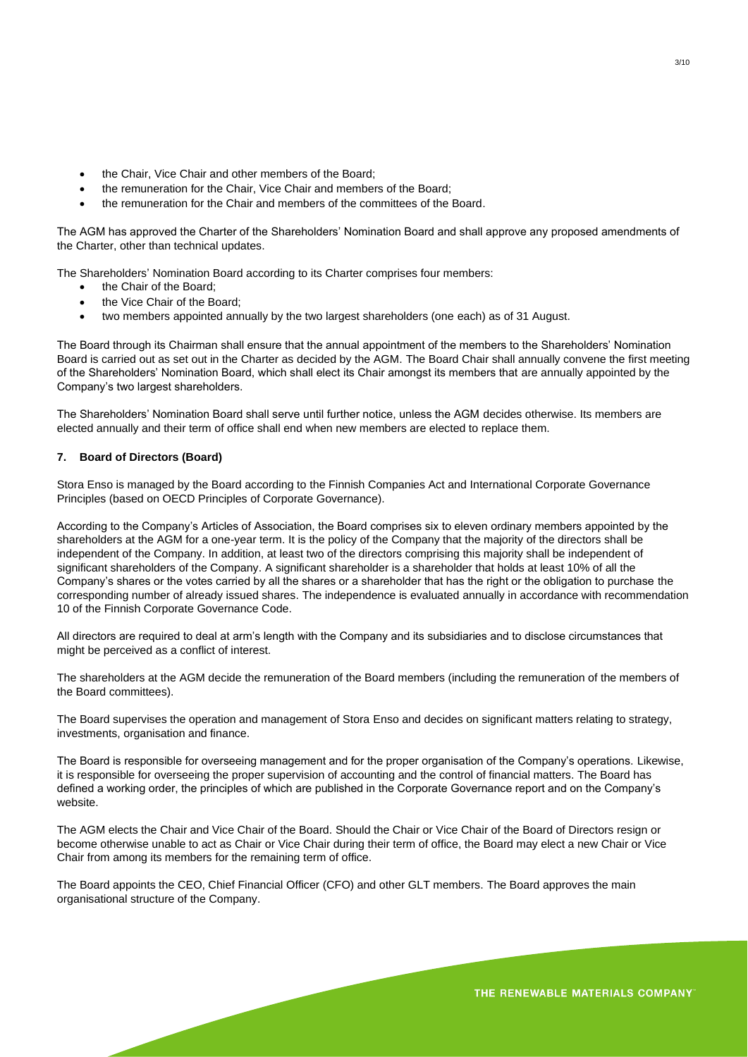- the Chair, Vice Chair and other members of the Board;
- the remuneration for the Chair, Vice Chair and members of the Board;
- the remuneration for the Chair and members of the committees of the Board.

The AGM has approved the Charter of the Shareholders' Nomination Board and shall approve any proposed amendments of the Charter, other than technical updates.

The Shareholders' Nomination Board according to its Charter comprises four members:

- the Chair of the Board;
- the Vice Chair of the Board;
- two members appointed annually by the two largest shareholders (one each) as of 31 August.

The Board through its Chairman shall ensure that the annual appointment of the members to the Shareholders' Nomination Board is carried out as set out in the Charter as decided by the AGM. The Board Chair shall annually convene the first meeting of the Shareholders' Nomination Board, which shall elect its Chair amongst its members that are annually appointed by the Company's two largest shareholders.

The Shareholders' Nomination Board shall serve until further notice, unless the AGM decides otherwise. Its members are elected annually and their term of office shall end when new members are elected to replace them.

## 7. Board of Directors (Board)

Stora Enso is managed by the Board according to the Finnish Companies Act and International Corporate Governance Principles (based on OECD Principles of Corporate Governance).

According to the Company's Articles of Association, the Board comprises six to eleven ordinary members appointed by the shareholders at the AGM for a one-year term. It is the policy of the Company that the majority of the directors shall be independent of the Company. In addition, at least two of the directors comprising this majority shall be independent of significant shareholders of the Company. A significant shareholder is a shareholder that holds at least 10% of all the Company's shares or the votes carried by all the shares or a shareholder that has the right or the obligation to purchase the corresponding number of already issued shares. The independence is evaluated annually in accordance with recommendation 10 of the Finnish Corporate Governance Code.

All directors are required to deal at arm's length with the Company and its subsidiaries and to disclose circumstances that might be perceived as a conflict of interest.

The shareholders at the AGM decide the remuneration of the Board members (including the remuneration of the members of the Board committees).

The Board supervises the operation and management of Stora Enso and decides on significant matters relating to strategy, investments, organisation and finance.

The Board is responsible for overseeing management and for the proper organisation of the Company's operations. Likewise, it is responsible for overseeing the proper supervision of accounting and the control of financial matters. The Board has defined a working order, the principles of which are published in the Corporate Governance report and on the Company's website.

The AGM elects the Chair and Vice Chair of the Board. Should the Chair or Vice Chair of the Board of Directors resign or become otherwise unable to act as Chair or Vice Chair during their term of office, the Board may elect a new Chair or Vice Chair from among its members for the remaining term of office.

The Board appoints the CEO, Chief Financial Officer (CFO) and other GLT members. The Board approves the main organisational structure of the Company.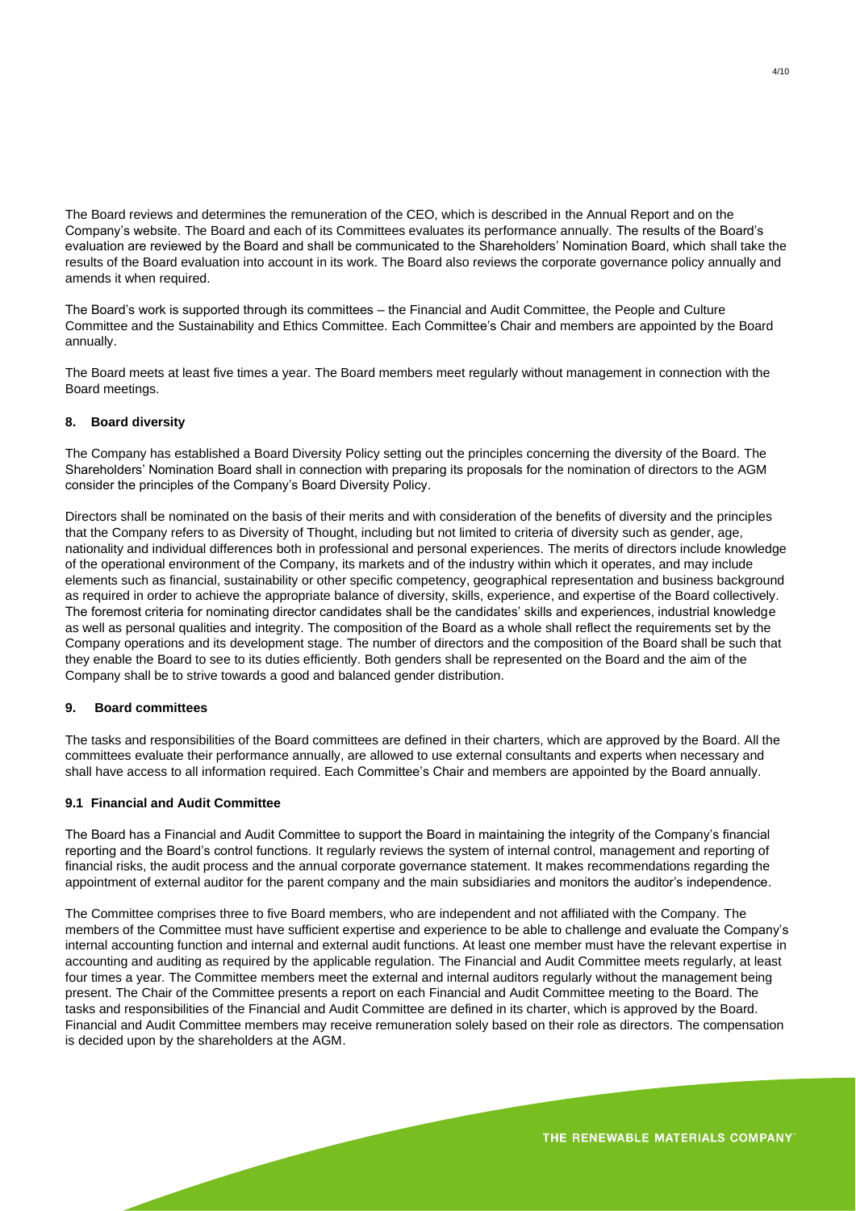The Board reviews and determines the remuneration of the CEO, which is described in the Annual Report and on the Company's website. The Board and each of its Committees evaluates its performance annually. The results of the Board's evaluation are reviewed by the Board and shall be communicated to the Shareholders' Nomination Board, which shall take the results of the Board evaluation into account in its work. The Board also reviews the corporate governance policy annually and amends it when required.

The Board's work is supported through its committees – the Financial and Audit Committee, the People and Culture Committee and the Sustainability and Ethics Committee. Each Committee's Chair and members are appointed by the Board annually.

The Board meets at least five times a year. The Board members meet regularly without management in connection with the Board meetings.

## 8. Board diversity

The Company has established a Board Diversity Policy setting out the principles concerning the diversity of the Board. The Shareholders' Nomination Board shall in connection with preparing its proposals for the nomination of directors to the AGM consider the principles of the Company's Board Diversity Policy.

Directors shall be nominated on the basis of their merits and with consideration of the benefits of diversity and the principles that the Company refers to as Diversity of Thought, including but not limited to criteria of diversity such as gender, age, nationality and individual differences both in professional and personal experiences. The merits of directors include knowledge of the operational environment of the Company, its markets and of the industry within which it operates, and may include elements such as financial, sustainability or other specific competency, geographical representation and business background as required in order to achieve the appropriate balance of diversity, skills, experience, and expertise of the Board collectively. The foremost criteria for nominating director candidates shall be the candidates' skills and experiences, industrial knowledge as well as personal qualities and integrity. The composition of the Board as a whole shall reflect the requirements set by the Company operations and its development stage. The number of directors and the composition of the Board shall be such that they enable the Board to see to its duties efficiently. Both genders shall be represented on the Board and the aim of the Company shall be to strive towards a good and balanced gender distribution.

## 9. Board committees

The tasks and responsibilities of the Board committees are defined in their charters, which are approved by the Board. All the committees evaluate their performance annually, are allowed to use external consultants and experts when necessary and shall have access to all information required. Each Committee's Chair and members are appointed by the Board annually.

### 9.1 Financial and Audit Committee

The Board has a Financial and Audit Committee to support the Board in maintaining the integrity of the Company's financial reporting and the Board's control functions. It regularly reviews the system of internal control, management and reporting of financial risks, the audit process and the annual corporate governance statement. It makes recommendations regarding the appointment of external auditor for the parent company and the main subsidiaries and monitors the auditor's independence.

The Committee comprises three to five Board members, who are independent and not affiliated with the Company. The members of the Committee must have sufficient expertise and experience to be able to challenge and evaluate the Company's internal accounting function and internal and external audit functions. At least one member must have the relevant expertise in accounting and auditing as required by the applicable regulation. The Financial and Audit Committee meets regularly, at least four times a year. The Committee members meet the external and internal auditors regularly without the management being present. The Chair of the Committee presents a report on each Financial and Audit Committee meeting to the Board. The tasks and responsibilities of the Financial and Audit Committee are defined in its charter, which is approved by the Board. Financial and Audit Committee members may receive remuneration solely based on their role as directors. The compensation is decided upon by the shareholders at the AGM.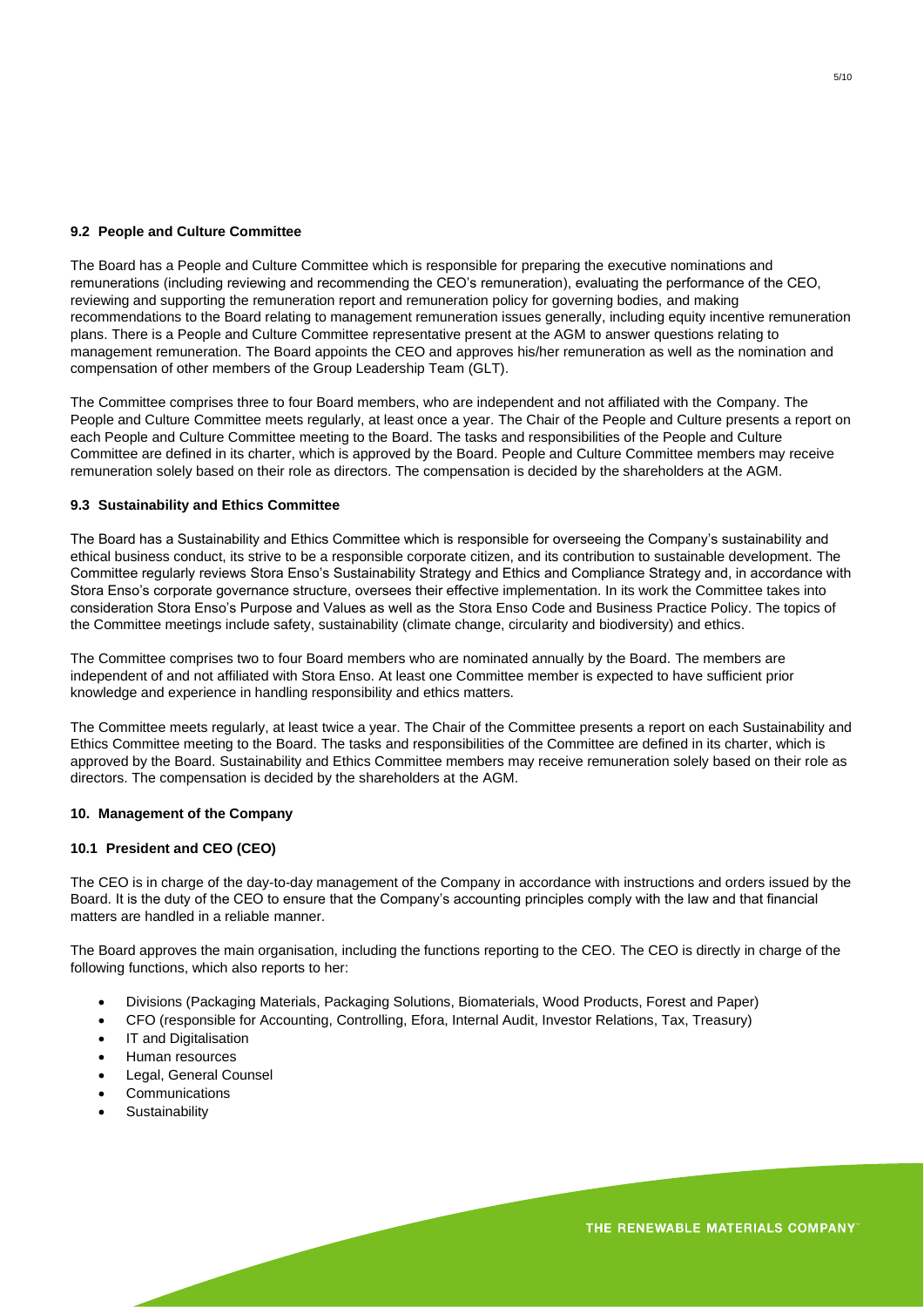### 9.2 People and Culture Committee

The Board has a People and Culture Committee which is responsible for preparing the executive nominations and remunerations (including reviewing and recommending the CEO's remuneration), evaluating the performance of the CEO, reviewing and supporting the remuneration report and remuneration policy for governing bodies, and making recommendations to the Board relating to management remuneration issues generally, including equity incentive remuneration plans. There is a People and Culture Committee representative present at the AGM to answer questions relating to management remuneration. The Board appoints the CEO and approves his/her remuneration as well as the nomination and compensation of other members of the Group Leadership Team (GLT).

The Committee comprises three to four Board members, who are independent and not affiliated with the Company. The People and Culture Committee meets regularly, at least once a year. The Chair of the People and Culture presents a report on each People and Culture Committee meeting to the Board. The tasks and responsibilities of the People and Culture Committee are defined in its charter, which is approved by the Board. People and Culture Committee members may receive remuneration solely based on their role as directors. The compensation is decided by the shareholders at the AGM.

### 9.3 Sustainability and Ethics Committee

The Board has a Sustainability and Ethics Committee which is responsible for overseeing the Company's sustainability and ethical business conduct, its strive to be a responsible corporate citizen, and its contribution to sustainable development. The Committee regularly reviews Stora Enso's Sustainability Strategy and Ethics and Compliance Strategy and, in accordance with Stora Enso's corporate governance structure, oversees their effective implementation. In its work the Committee takes into consideration Stora Enso's Purpose and Values as well as the Stora Enso Code and Business Practice Policy. The topics of the Committee meetings include safety, sustainability (climate change, circularity and biodiversity) and ethics.

The Committee comprises two to four Board members who are nominated annually by the Board. The members are independent of and not affiliated with Stora Enso. At least one Committee member is expected to have sufficient prior knowledge and experience in handling responsibility and ethics matters.

The Committee meets regularly, at least twice a year. The Chair of the Committee presents a report on each Sustainability and Ethics Committee meeting to the Board. The tasks and responsibilities of the Committee are defined in its charter, which is approved by the Board. Sustainability and Ethics Committee members may receive remuneration solely based on their role as directors. The compensation is decided by the shareholders at the AGM.

## 10. Management of the Company

### 10.1 President and CEO (CEO)

The CEO is in charge of the day-to-day management of the Company in accordance with instructions and orders issued by the Board. It is the duty of the CEO to ensure that the Company's accounting principles comply with the law and that financial matters are handled in a reliable manner.

The Board approves the main organisation, including the functions reporting to the CEO. The CEO is directly in charge of the following functions, which also reports to her:

- Divisions (Packaging Materials, Packaging Solutions, Biomaterials, Wood Products, Forest and Paper)
- CFO (responsible for Accounting, Controlling, Efora, Internal Audit, Investor Relations, Tax, Treasury)
- IT and Digitalisation
- Human resources
- Legal, General Counsel
- Communications
- Sustainability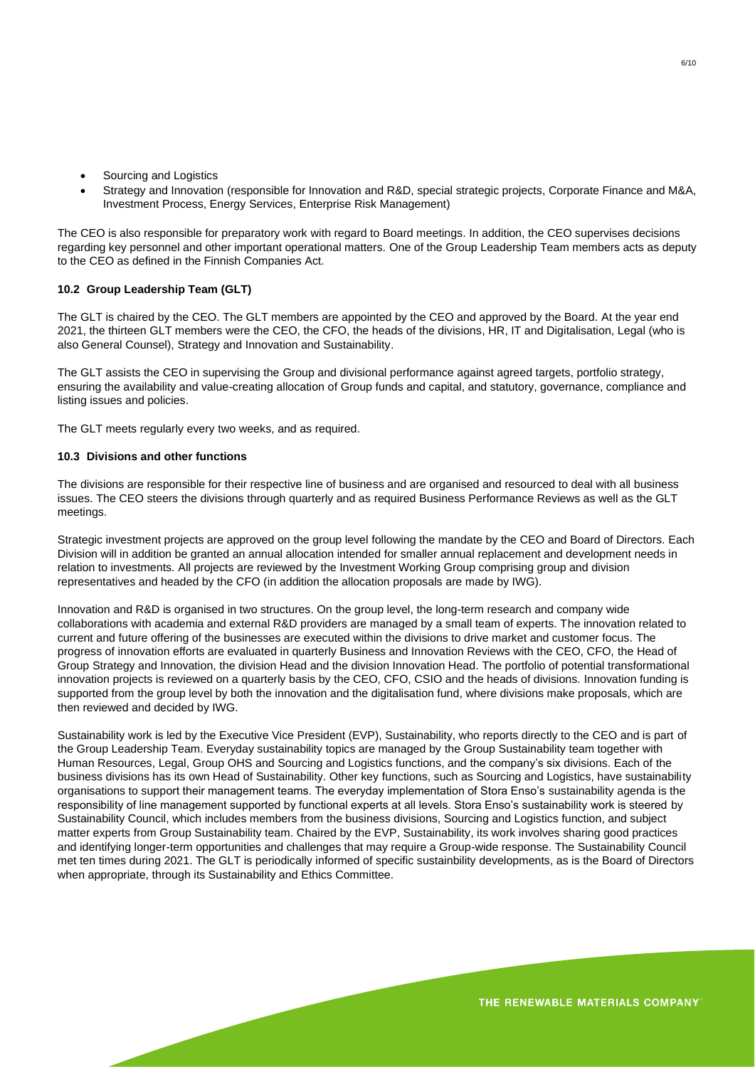- Sourcing and Logistics
- Strategy and Innovation (responsible for Innovation and R&D, special strategic projects, Corporate Finance and M&A, Investment Process, Energy Services, Enterprise Risk Management)

The CEO is also responsible for preparatory work with regard to Board meetings. In addition, the CEO supervises decisions regarding key personnel and other important operational matters. One of the Group Leadership Team members acts as deputy to the CEO as defined in the Finnish Companies Act.

### 10.2 Group Leadership Team (GLT)

The GLT is chaired by the CEO. The GLT members are appointed by the CEO and approved by the Board. At the year end 2021, the thirteen GLT members were the CEO, the CFO, the heads of the divisions, HR, IT and Digitalisation, Legal (who is also General Counsel), Strategy and Innovation and Sustainability.

The GLT assists the CEO in supervising the Group and divisional performance against agreed targets, portfolio strategy, ensuring the availability and value-creating allocation of Group funds and capital, and statutory, governance, compliance and listing issues and policies.

The GLT meets regularly every two weeks, and as required.

### 10.3 Divisions and other functions

The divisions are responsible for their respective line of business and are organised and resourced to deal with all business issues. The CEO steers the divisions through quarterly and as required Business Performance Reviews as well as the GLT meetings.

Strategic investment projects are approved on the group level following the mandate by the CEO and Board of Directors. Each Division will in addition be granted an annual allocation intended for smaller annual replacement and development needs in relation to investments. All projects are reviewed by the Investment Working Group comprising group and division representatives and headed by the CFO (in addition the allocation proposals are made by IWG).

Innovation and R&D is organised in two structures. On the group level, the long-term research and company wide collaborations with academia and external R&D providers are managed by a small team of experts. The innovation related to current and future offering of the businesses are executed within the divisions to drive market and customer focus. The progress of innovation efforts are evaluated in quarterly Business and Innovation Reviews with the CEO, CFO, the Head of Group Strategy and Innovation, the division Head and the division Innovation Head. The portfolio of potential transformational innovation projects is reviewed on a quarterly basis by the CEO, CFO, CSIO and the heads of divisions. Innovation funding is supported from the group level by both the innovation and the digitalisation fund, where divisions make proposals, which are then reviewed and decided by IWG.

Sustainability work is led by the Executive Vice President (EVP), Sustainability, who reports directly to the CEO and is part of the Group Leadership Team. Everyday sustainability topics are managed by the Group Sustainability team together with Human Resources, Legal, Group OHS and Sourcing and Logistics functions, and the company's six divisions. Each of the business divisions has its own Head of Sustainability. Other key functions, such as Sourcing and Logistics, have sustainability organisations to support their management teams. The everyday implementation of Stora Enso's sustainability agenda is the responsibility of line management supported by functional experts at all levels. Stora Enso's sustainability work is steered by Sustainability Council, which includes members from the business divisions, Sourcing and Logistics function, and subject matter experts from Group Sustainability team. Chaired by the EVP, Sustainability, its work involves sharing good practices and identifying longer-term opportunities and challenges that may require a Group-wide response. The Sustainability Council met ten times during 2021. The GLT is periodically informed of specific sustainbility developments, as is the Board of Directors when appropriate, through its Sustainability and Ethics Committee.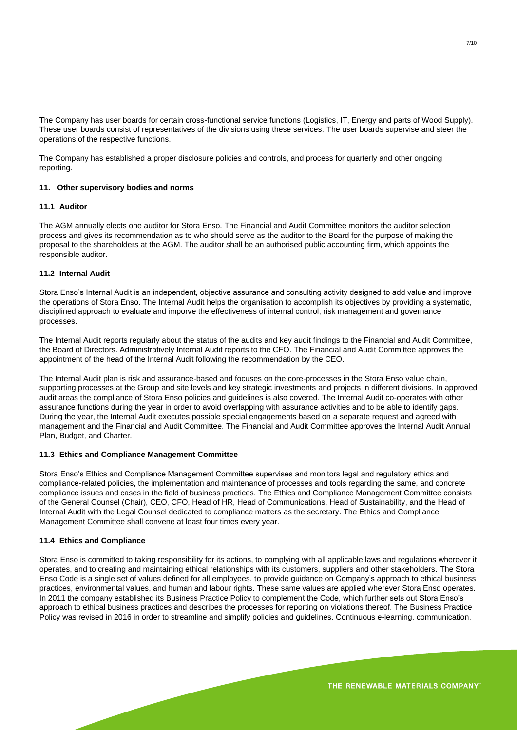The Company has user boards for certain cross-functional service functions (Logistics, IT, Energy and parts of Wood Supply). These user boards consist of representatives of the divisions using these services. The user boards supervise and steer the operations of the respective functions.

The Company has established a proper disclosure policies and controls, and process for quarterly and other ongoing reporting.

## 11. Other supervisory bodies and norms

### 11.1 Auditor

The AGM annually elects one auditor for Stora Enso. The Financial and Audit Committee monitors the auditor selection process and gives its recommendation as to who should serve as the auditor to the Board for the purpose of making the proposal to the shareholders at the AGM. The auditor shall be an authorised public accounting firm, which appoints the responsible auditor.

### 11.2 Internal Audit

Stora Enso's Internal Audit is an independent, objective assurance and consulting activity designed to add value and improve the operations of Stora Enso. The Internal Audit helps the organisation to accomplish its objectives by providing a systematic, disciplined approach to evaluate and imporve the effectiveness of internal control, risk management and governance processes.

The Internal Audit reports regularly about the status of the audits and key audit findings to the Financial and Audit Committee, the Board of Directors. Administratively Internal Audit reports to the CFO. The Financial and Audit Committee approves the appointment of the head of the Internal Audit following the recommendation by the CEO.

The Internal Audit plan is risk and assurance-based and focuses on the core-processes in the Stora Enso value chain, supporting processes at the Group and site levels and key strategic investments and projects in different divisions. In approved audit areas the compliance of Stora Enso policies and guidelines is also covered. The Internal Audit co-operates with other assurance functions during the year in order to avoid overlapping with assurance activities and to be able to identify gaps. During the year, the Internal Audit executes possible special engagements based on a separate request and agreed with management and the Financial and Audit Committee. The Financial and Audit Committee approves the Internal Audit Annual Plan, Budget, and Charter.

### 11.3 Ethics and Compliance Management Committee

Stora Enso's Ethics and Compliance Management Committee supervises and monitors legal and regulatory ethics and compliance-related policies, the implementation and maintenance of processes and tools regarding the same, and concrete compliance issues and cases in the field of business practices. The Ethics and Compliance Management Committee consists of the General Counsel (Chair), CEO, CFO, Head of HR, Head of Communications, Head of Sustainability, and the Head of Internal Audit with the Legal Counsel dedicated to compliance matters as the secretary. The Ethics and Compliance Management Committee shall convene at least four times every year.

### 11.4 Ethics and Compliance

Stora Enso is committed to taking responsibility for its actions, to complying with all applicable laws and regulations wherever it operates, and to creating and maintaining ethical relationships with its customers, suppliers and other stakeholders. The Stora Enso Code is a single set of values defined for all employees, to provide guidance on Company's approach to ethical business practices, environmental values, and human and labour rights. These same values are applied wherever Stora Enso operates. In 2011 the company established its Business Practice Policy to complement the Code, which further sets out Stora Enso's approach to ethical business practices and describes the processes for reporting on violations thereof. The Business Practice Policy was revised in 2016 in order to streamline and simplify policies and guidelines. Continuous e-learning, communication,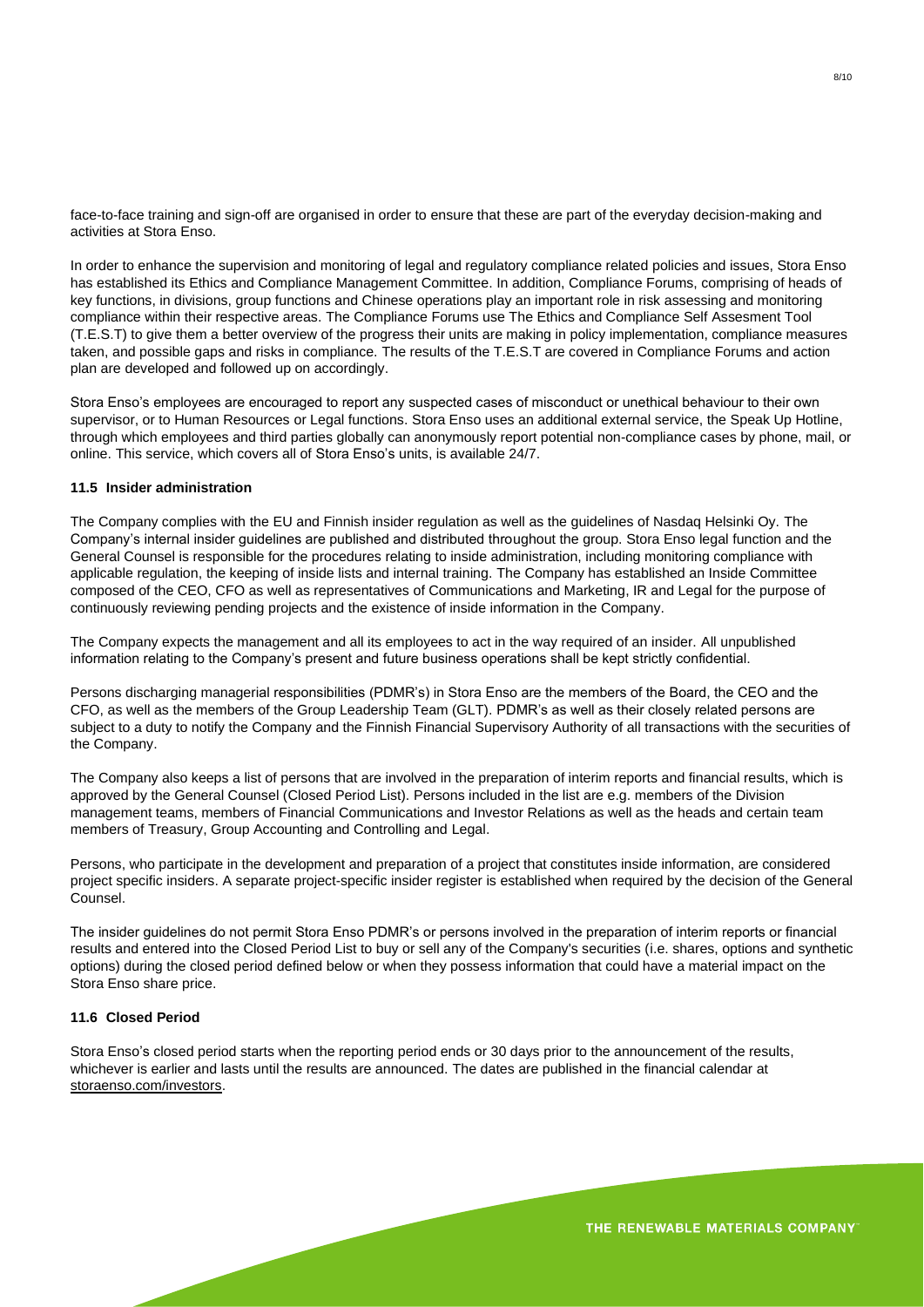face-to-face training and sign-off are organised in order to ensure that these are part of the everyday decision-making and activities at Stora Enso.

In order to enhance the supervision and monitoring of legal and regulatory compliance related policies and issues, Stora Enso has established its Ethics and Compliance Management Committee. In addition, Compliance Forums, comprising of heads of key functions, in divisions, group functions and Chinese operations play an important role in risk assessing and monitoring compliance within their respective areas. The Compliance Forums use The Ethics and Compliance Self Assesment Tool (T.E.S.T) to give them a better overview of the progress their units are making in policy implementation, compliance measures taken, and possible gaps and risks in compliance. The results of the T.E.S.T are covered in Compliance Forums and action plan are developed and followed up on accordingly.

Stora Enso's employees are encouraged to report any suspected cases of misconduct or unethical behaviour to their own supervisor, or to Human Resources or Legal functions. Stora Enso uses an additional external service, the Speak Up Hotline, through which employees and third parties globally can anonymously report potential non-compliance cases by phone, mail, or online. This service, which covers all of Stora Enso's units, is available 24/7.

### 11.5 Insider administration

The Company complies with the EU and Finnish insider regulation as well as the guidelines of Nasdaq Helsinki Oy. The Company's internal insider guidelines are published and distributed throughout the group. Stora Enso legal function and the General Counsel is responsible for the procedures relating to inside administration, including monitoring compliance with applicable regulation, the keeping of inside lists and internal training. The Company has established an Inside Committee composed of the CEO, CFO as well as representatives of Communications and Marketing, IR and Legal for the purpose of continuously reviewing pending projects and the existence of inside information in the Company.

The Company expects the management and all its employees to act in the way required of an insider. All unpublished information relating to the Company's present and future business operations shall be kept strictly confidential.

Persons discharging managerial responsibilities (PDMR's) in Stora Enso are the members of the Board, the CEO and the CFO, as well as the members of the Group Leadership Team (GLT). PDMR's as well as their closely related persons are subject to a duty to notify the Company and the Finnish Financial Supervisory Authority of all transactions with the securities of the Company.

The Company also keeps a list of persons that are involved in the preparation of interim reports and financial results, which is approved by the General Counsel (Closed Period List). Persons included in the list are e.g. members of the Division management teams, members of Financial Communications and Investor Relations as well as the heads and certain team members of Treasury, Group Accounting and Controlling and Legal.

Persons, who participate in the development and preparation of a project that constitutes inside information, are considered project specific insiders. A separate project-specific insider register is established when required by the decision of the General Counsel.

The insider guidelines do not permit Stora Enso PDMR's or persons involved in the preparation of interim reports or financial results and entered into the Closed Period List to buy or sell any of the Company's securities (i.e. shares, options and synthetic options) during the closed period defined below or when they possess information that could have a material impact on the Stora Enso share price.

### 11.6 Closed Period

Stora Enso's closed period starts when the reporting period ends or 30 days prior to the announcement of the results, whichever is earlier and lasts until the results are announced. The dates are published in the financial calendar at storaenso.com/investors.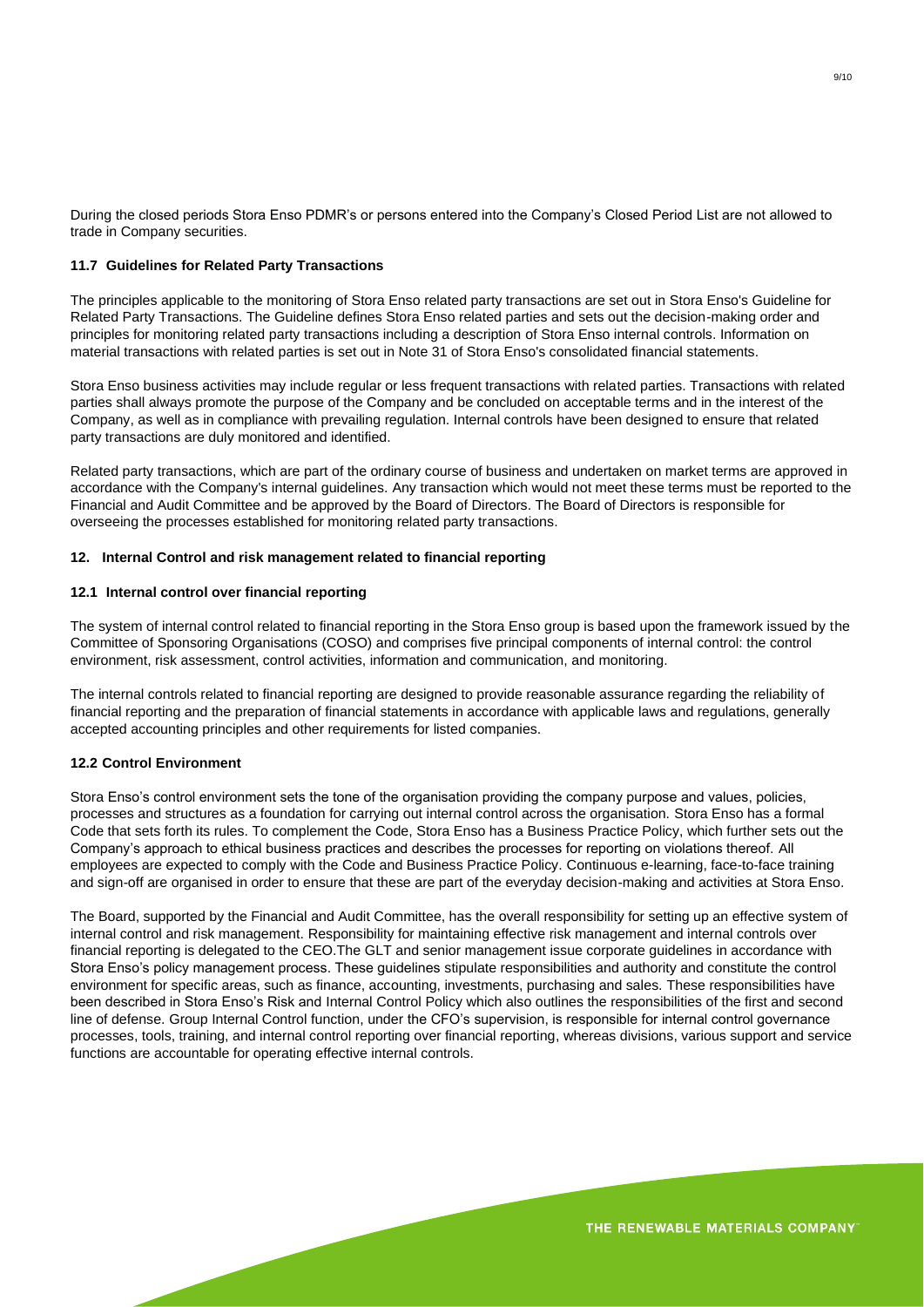During the closed periods Stora Enso PDMR's or persons entered into the Company's Closed Period List are not allowed to trade in Company securities.

### 11.7 Guidelines for Related Party Transactions

The principles applicable to the monitoring of Stora Enso related party transactions are set out in Stora Enso's Guideline for Related Party Transactions. The Guideline defines Stora Enso related parties and sets out the decision-making order and principles for monitoring related party transactions including a description of Stora Enso internal controls. Information on material transactions with related parties is set out in Note 31 of Stora Enso's consolidated financial statements.

Stora Enso business activities may include regular or less frequent transactions with related parties. Transactions with related parties shall always promote the purpose of the Company and be concluded on acceptable terms and in the interest of the Company, as well as in compliance with prevailing regulation. Internal controls have been designed to ensure that related party transactions are duly monitored and identified.

Related party transactions, which are part of the ordinary course of business and undertaken on market terms are approved in accordance with the Company's internal guidelines. Any transaction which would not meet these terms must be reported to the Financial and Audit Committee and be approved by the Board of Directors. The Board of Directors is responsible for overseeing the processes established for monitoring related party transactions.

## 12. Internal Control and risk management related to financial reporting

### 12.1 Internal control over financial reporting

The system of internal control related to financial reporting in the Stora Enso group is based upon the framework issued by the Committee of Sponsoring Organisations (COSO) and comprises five principal components of internal control: the control environment, risk assessment, control activities, information and communication, and monitoring.

The internal controls related to financial reporting are designed to provide reasonable assurance regarding the reliability of financial reporting and the preparation of financial statements in accordance with applicable laws and regulations, generally accepted accounting principles and other requirements for listed companies.

### 12.2 Control Environment

Stora Enso's control environment sets the tone of the organisation providing the company purpose and values, policies, processes and structures as a foundation for carrying out internal control across the organisation. Stora Enso has a formal Code that sets forth its rules. To complement the Code, Stora Enso has a Business Practice Policy, which further sets out the Company's approach to ethical business practices and describes the processes for reporting on violations thereof. All employees are expected to comply with the Code and Business Practice Policy. Continuous e-learning, face-to-face training and sign-off are organised in order to ensure that these are part of the everyday decision-making and activities at Stora Enso.

The Board, supported by the Financial and Audit Committee, has the overall responsibility for setting up an effective system of internal control and risk management. Responsibility for maintaining effective risk management and internal controls over financial reporting is delegated to the CEO.The GLT and senior management issue corporate guidelines in accordance with Stora Enso's policy management process. These guidelines stipulate responsibilities and authority and constitute the control environment for specific areas, such as finance, accounting, investments, purchasing and sales. These responsibilities have been described in Stora Enso's Risk and Internal Control Policy which also outlines the responsibilities of the first and second line of defense. Group Internal Control function, under the CFO's supervision, is responsible for internal control governance processes, tools, training, and internal control reporting over financial reporting, whereas divisions, various support and service functions are accountable for operating effective internal controls.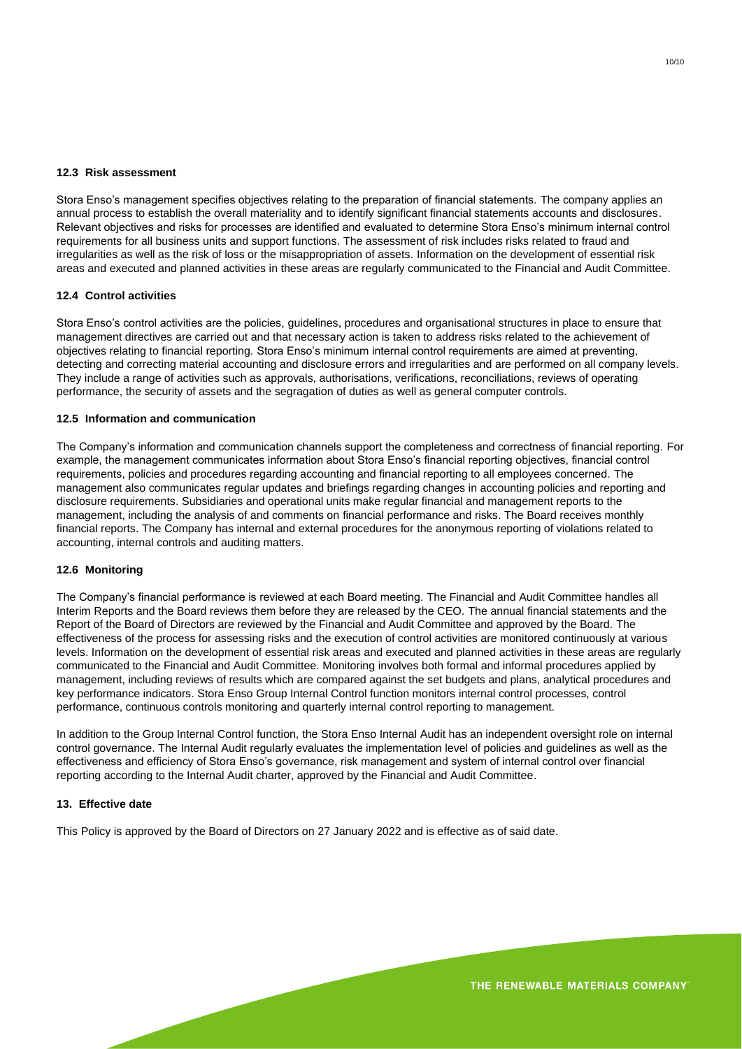### 12.3 Risk assessment

Stora Enso's management specifies objectives relating to the preparation of financial statements. The company applies an annual process to establish the overall materiality and to identify significant financial statements accounts and disclosures. Relevant objectives and risks for processes are identified and evaluated to determine Stora Enso's minimum internal control requirements for all business units and support functions. The assessment of risk includes risks related to fraud and irregularities as well as the risk of loss or the misappropriation of assets. Information on the development of essential risk areas and executed and planned activities in these areas are regularly communicated to the Financial and Audit Committee.

### 12.4 Control activities

Stora Enso's control activities are the policies, guidelines, procedures and organisational structures in place to ensure that management directives are carried out and that necessary action is taken to address risks related to the achievement of objectives relating to financial reporting. Stora Enso's minimum internal control requirements are aimed at preventing, detecting and correcting material accounting and disclosure errors and irregularities and are performed on all company levels. They include a range of activities such as approvals, authorisations, verifications, reconciliations, reviews of operating performance, the security of assets and the segragation of duties as well as general computer controls.

### 12.5 Information and communication

The Company's information and communication channels support the completeness and correctness of financial reporting. For example, the management communicates information about Stora Enso's financial reporting objectives, financial control requirements, policies and procedures regarding accounting and financial reporting to all employees concerned. The management also communicates regular updates and briefings regarding changes in accounting policies and reporting and disclosure requirements. Subsidiaries and operational units make regular financial and management reports to the management, including the analysis of and comments on financial performance and risks. The Board receives monthly financial reports. The Company has internal and external procedures for the anonymous reporting of violations related to accounting, internal controls and auditing matters.

### 12.6 Monitoring

The Company's financial performance is reviewed at each Board meeting. The Financial and Audit Committee handles all Interim Reports and the Board reviews them before they are released by the CEO. The annual financial statements and the Report of the Board of Directors are reviewed by the Financial and Audit Committee and approved by the Board. The effectiveness of the process for assessing risks and the execution of control activities are monitored continuously at various levels. Information on the development of essential risk areas and executed and planned activities in these areas are regularly communicated to the Financial and Audit Committee. Monitoring involves both formal and informal procedures applied by management, including reviews of results which are compared against the set budgets and plans, analytical procedures and key performance indicators. Stora Enso Group Internal Control function monitors internal control processes, control performance, continuous controls monitoring and quarterly internal control reporting to management.

In addition to the Group Internal Control function, the Stora Enso Internal Audit has an independent oversight role on internal control governance. The Internal Audit regularly evaluates the implementation level of policies and guidelines as well as the effectiveness and efficiency of Stora Enso's governance, risk management and system of internal control over financial reporting according to the Internal Audit charter, approved by the Financial and Audit Committee.

### 13. Effective date

This Policy is approved by the Board of Directors on 27 January 2022 and is effective as of said date.